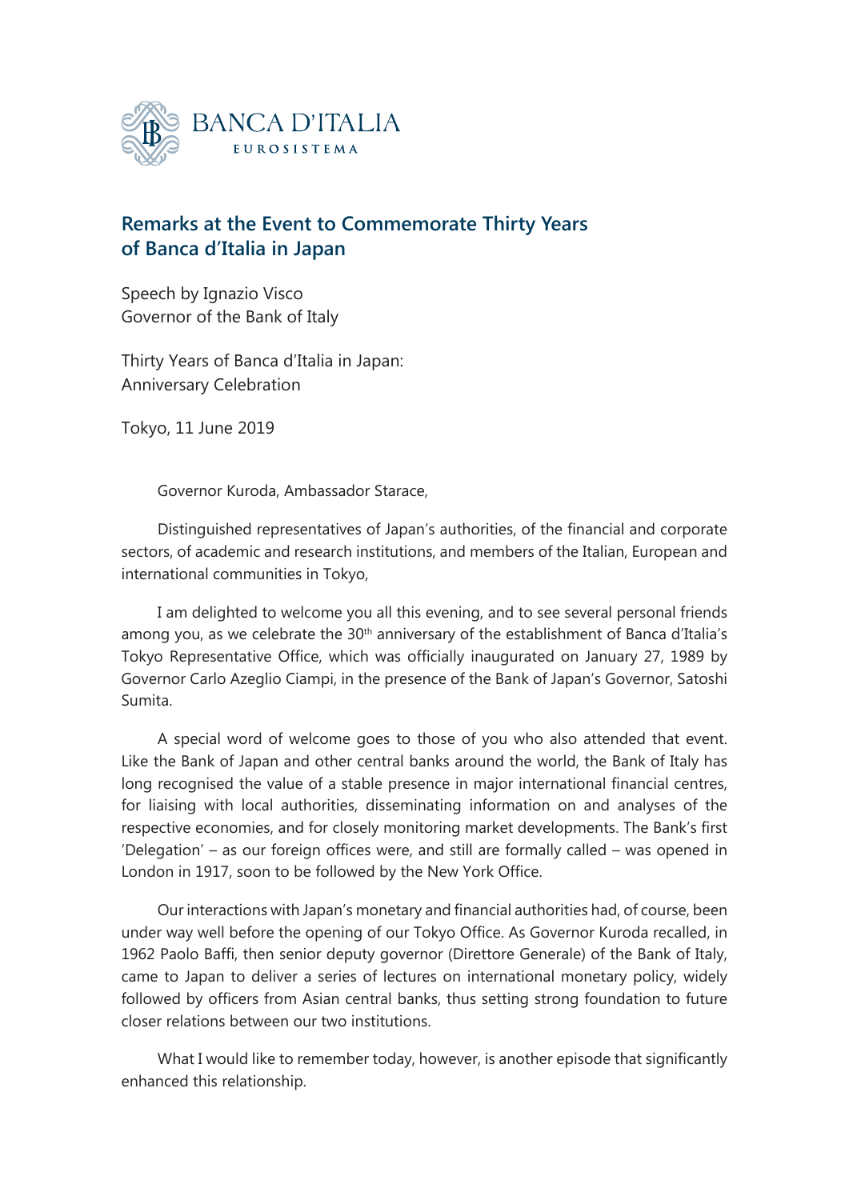BANCA D'ITALIA

EUROSISTEMA

# Remarks at the Event to Commemorate Thirty Years of Banca d'Italia in Japan

Speech by Ignazio Visco
Governor of the Bank of Italy

Thirty Years of Banca d'Italia in Japan:
Anniversary Celebration

Tokyo, 11 June 2019

Governor Kuroda, Ambassador Starace,

Distinguished representatives of Japan's authorities, of the financial and corporate sectors, of academic and research institutions, and members of the Italian, European and international communities in Tokyo,

I am delighted to welcome you all this evening, and to see several personal friends among you, as we celebrate the 30th anniversary of the establishment of Banca d'Italia's Tokyo Representative Office, which was officially inaugurated on January 27, 1989 by Governor Carlo Azeglio Ciampi, in the presence of the Bank of Japan's Governor, Satoshi Sumita.

A special word of welcome goes to those of you who also attended that event. Like the Bank of Japan and other central banks around the world, the Bank of Italy has long recognised the value of a stable presence in major international financial centres, for liaising with local authorities, disseminating information on and analyses of the respective economies, and for closely monitoring market developments. The Bank's first 'Delegation' – as our foreign offices were, and still are formally called – was opened in London in 1917, soon to be followed by the New York Office.

Our interactions with Japan's monetary and financial authorities had, of course, been under way well before the opening of our Tokyo Office. As Governor Kuroda recalled, in 1962 Paolo Baffi, then senior deputy governor (Direttore Generale) of the Bank of Italy, came to Japan to deliver a series of lectures on international monetary policy, widely followed by officers from Asian central banks, thus setting strong foundation to future closer relations between our two institutions.

What I would like to remember today, however, is another episode that significantly enhanced this relationship.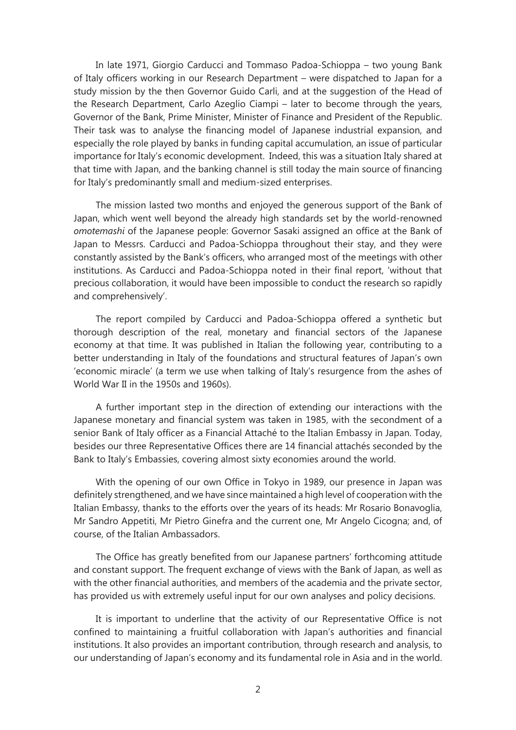In late 1971, Giorgio Carducci and Tommaso Padoa-Schioppa – two young Bank of Italy officers working in our Research Department – were dispatched to Japan for a study mission by the then Governor Guido Carli, and at the suggestion of the Head of the Research Department, Carlo Azeglio Ciampi – later to become through the years, Governor of the Bank, Prime Minister, Minister of Finance and President of the Republic. Their task was to analyse the financing model of Japanese industrial expansion, and especially the role played by banks in funding capital accumulation, an issue of particular importance for Italy's economic development. Indeed, this was a situation Italy shared at that time with Japan, and the banking channel is still today the main source of financing for Italy's predominantly small and medium-sized enterprises.

The mission lasted two months and enjoyed the generous support of the Bank of Japan, which went well beyond the already high standards set by the world-renowned *omotemashi* of the Japanese people: Governor Sasaki assigned an office at the Bank of Japan to Messrs. Carducci and Padoa-Schioppa throughout their stay, and they were constantly assisted by the Bank's officers, who arranged most of the meetings with other institutions. As Carducci and Padoa-Schioppa noted in their final report, 'without that precious collaboration, it would have been impossible to conduct the research so rapidly and comprehensively'.

The report compiled by Carducci and Padoa-Schioppa offered a synthetic but thorough description of the real, monetary and financial sectors of the Japanese economy at that time. It was published in Italian the following year, contributing to a better understanding in Italy of the foundations and structural features of Japan's own 'economic miracle' (a term we use when talking of Italy's resurgence from the ashes of World War II in the 1950s and 1960s).

A further important step in the direction of extending our interactions with the Japanese monetary and financial system was taken in 1985, with the secondment of a senior Bank of Italy officer as a Financial Attaché to the Italian Embassy in Japan. Today, besides our three Representative Offices there are 14 financial attachés seconded by the Bank to Italy's Embassies, covering almost sixty economies around the world.

With the opening of our own Office in Tokyo in 1989, our presence in Japan was definitely strengthened, and we have since maintained a high level of cooperation with the Italian Embassy, thanks to the efforts over the years of its heads: Mr Rosario Bonavoglia, Mr Sandro Appetiti, Mr Pietro Ginefra and the current one, Mr Angelo Cicogna; and, of course, of the Italian Ambassadors.

The Office has greatly benefited from our Japanese partners' forthcoming attitude and constant support. The frequent exchange of views with the Bank of Japan, as well as with the other financial authorities, and members of the academia and the private sector, has provided us with extremely useful input for our own analyses and policy decisions.

It is important to underline that the activity of our Representative Office is not confined to maintaining a fruitful collaboration with Japan's authorities and financial institutions. It also provides an important contribution, through research and analysis, to our understanding of Japan's economy and its fundamental role in Asia and in the world.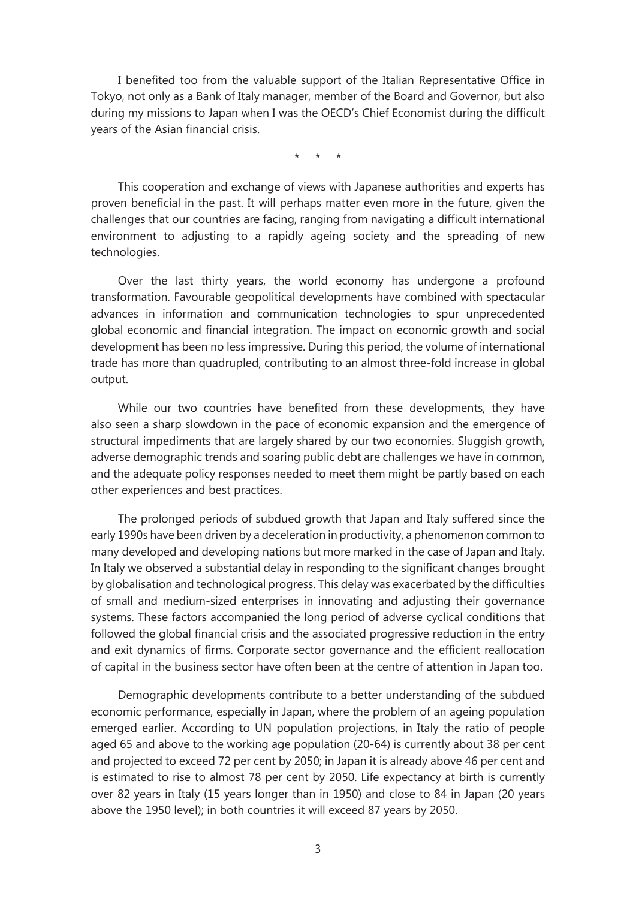I benefited too from the valuable support of the Italian Representative Office in Tokyo, not only as a Bank of Italy manager, member of the Board and Governor, but also during my missions to Japan when I was the OECD's Chief Economist during the difficult years of the Asian financial crisis.

\* \* \*

This cooperation and exchange of views with Japanese authorities and experts has proven beneficial in the past. It will perhaps matter even more in the future, given the challenges that our countries are facing, ranging from navigating a difficult international environment to adjusting to a rapidly ageing society and the spreading of new technologies.

Over the last thirty years, the world economy has undergone a profound transformation. Favourable geopolitical developments have combined with spectacular advances in information and communication technologies to spur unprecedented global economic and financial integration. The impact on economic growth and social development has been no less impressive. During this period, the volume of international trade has more than quadrupled, contributing to an almost three-fold increase in global output.

While our two countries have benefited from these developments, they have also seen a sharp slowdown in the pace of economic expansion and the emergence of structural impediments that are largely shared by our two economies. Sluggish growth, adverse demographic trends and soaring public debt are challenges we have in common, and the adequate policy responses needed to meet them might be partly based on each other experiences and best practices.

The prolonged periods of subdued growth that Japan and Italy suffered since the early 1990s have been driven by a deceleration in productivity, a phenomenon common to many developed and developing nations but more marked in the case of Japan and Italy. In Italy we observed a substantial delay in responding to the significant changes brought by globalisation and technological progress. This delay was exacerbated by the difficulties of small and medium-sized enterprises in innovating and adjusting their governance systems. These factors accompanied the long period of adverse cyclical conditions that followed the global financial crisis and the associated progressive reduction in the entry and exit dynamics of firms. Corporate sector governance and the efficient reallocation of capital in the business sector have often been at the centre of attention in Japan too.

Demographic developments contribute to a better understanding of the subdued economic performance, especially in Japan, where the problem of an ageing population emerged earlier. According to UN population projections, in Italy the ratio of people aged 65 and above to the working age population (20-64) is currently about 38 per cent and projected to exceed 72 per cent by 2050; in Japan it is already above 46 per cent and is estimated to rise to almost 78 per cent by 2050. Life expectancy at birth is currently over 82 years in Italy (15 years longer than in 1950) and close to 84 in Japan (20 years above the 1950 level); in both countries it will exceed 87 years by 2050.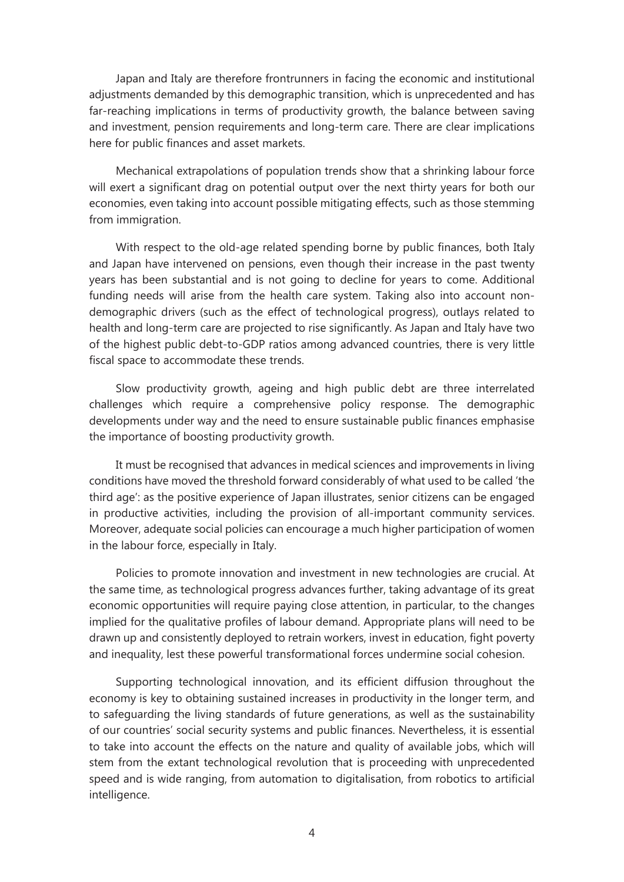Japan and Italy are therefore frontrunners in facing the economic and institutional adjustments demanded by this demographic transition, which is unprecedented and has far-reaching implications in terms of productivity growth, the balance between saving and investment, pension requirements and long-term care. There are clear implications here for public finances and asset markets.

Mechanical extrapolations of population trends show that a shrinking labour force will exert a significant drag on potential output over the next thirty years for both our economies, even taking into account possible mitigating effects, such as those stemming from immigration.

With respect to the old-age related spending borne by public finances, both Italy and Japan have intervened on pensions, even though their increase in the past twenty years has been substantial and is not going to decline for years to come. Additional funding needs will arise from the health care system. Taking also into account non-demographic drivers (such as the effect of technological progress), outlays related to health and long-term care are projected to rise significantly. As Japan and Italy have two of the highest public debt-to-GDP ratios among advanced countries, there is very little fiscal space to accommodate these trends.

Slow productivity growth, ageing and high public debt are three interrelated challenges which require a comprehensive policy response. The demographic developments under way and the need to ensure sustainable public finances emphasise the importance of boosting productivity growth.

It must be recognised that advances in medical sciences and improvements in living conditions have moved the threshold forward considerably of what used to be called 'the third age': as the positive experience of Japan illustrates, senior citizens can be engaged in productive activities, including the provision of all-important community services. Moreover, adequate social policies can encourage a much higher participation of women in the labour force, especially in Italy.

Policies to promote innovation and investment in new technologies are crucial. At the same time, as technological progress advances further, taking advantage of its great economic opportunities will require paying close attention, in particular, to the changes implied for the qualitative profiles of labour demand. Appropriate plans will need to be drawn up and consistently deployed to retrain workers, invest in education, fight poverty and inequality, lest these powerful transformational forces undermine social cohesion.

Supporting technological innovation, and its efficient diffusion throughout the economy is key to obtaining sustained increases in productivity in the longer term, and to safeguarding the living standards of future generations, as well as the sustainability of our countries' social security systems and public finances. Nevertheless, it is essential to take into account the effects on the nature and quality of available jobs, which will stem from the extant technological revolution that is proceeding with unprecedented speed and is wide ranging, from automation to digitalisation, from robotics to artificial intelligence.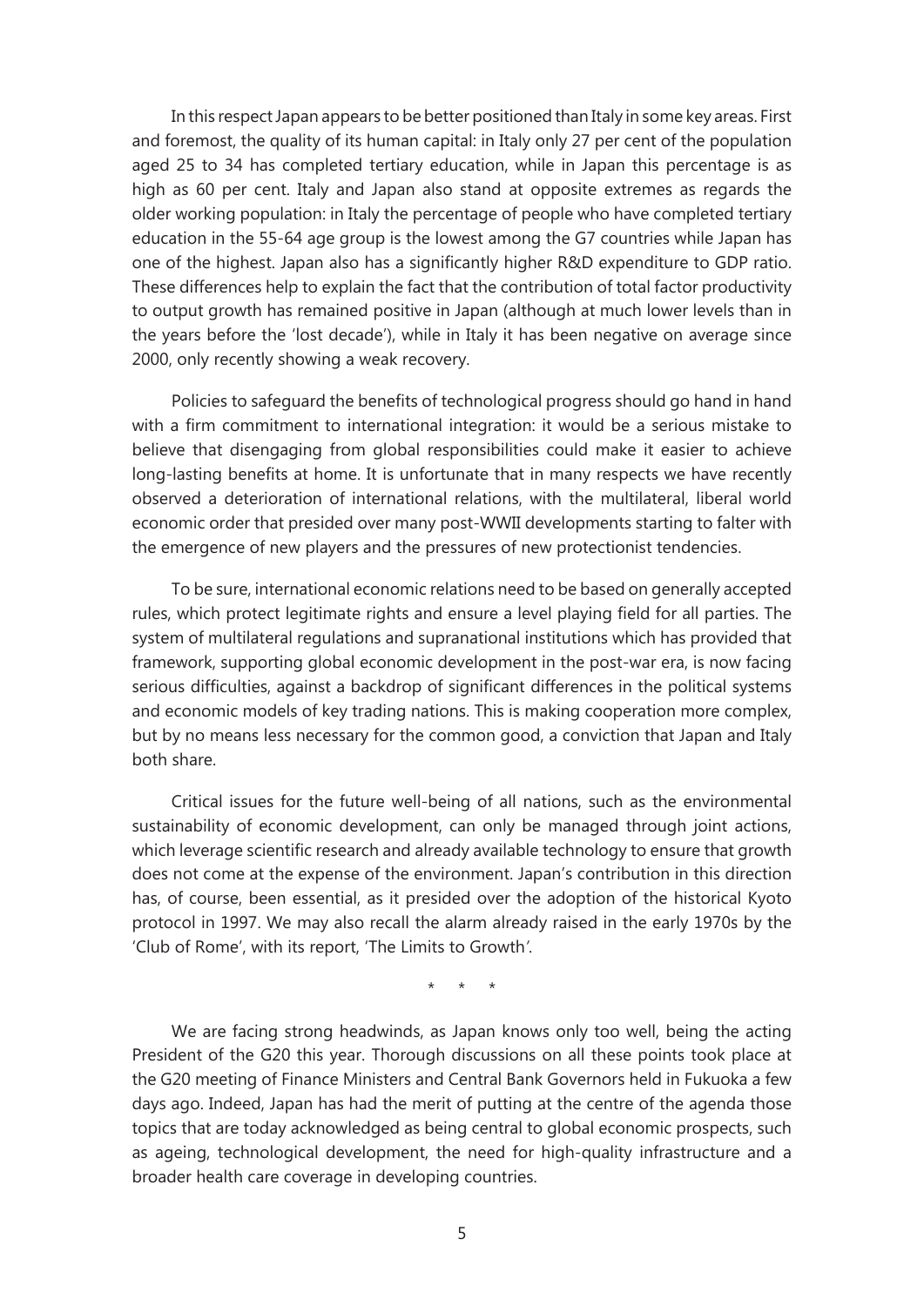In this respect Japan appears to be better positioned than Italy in some key areas. First and foremost, the quality of its human capital: in Italy only 27 per cent of the population aged 25 to 34 has completed tertiary education, while in Japan this percentage is as high as 60 per cent. Italy and Japan also stand at opposite extremes as regards the older working population: in Italy the percentage of people who have completed tertiary education in the 55-64 age group is the lowest among the G7 countries while Japan has one of the highest. Japan also has a significantly higher R&D expenditure to GDP ratio. These differences help to explain the fact that the contribution of total factor productivity to output growth has remained positive in Japan (although at much lower levels than in the years before the 'lost decade'), while in Italy it has been negative on average since 2000, only recently showing a weak recovery.

Policies to safeguard the benefits of technological progress should go hand in hand with a firm commitment to international integration: it would be a serious mistake to believe that disengaging from global responsibilities could make it easier to achieve long-lasting benefits at home. It is unfortunate that in many respects we have recently observed a deterioration of international relations, with the multilateral, liberal world economic order that presided over many post-WWII developments starting to falter with the emergence of new players and the pressures of new protectionist tendencies.

To be sure, international economic relations need to be based on generally accepted rules, which protect legitimate rights and ensure a level playing field for all parties. The system of multilateral regulations and supranational institutions which has provided that framework, supporting global economic development in the post-war era, is now facing serious difficulties, against a backdrop of significant differences in the political systems and economic models of key trading nations. This is making cooperation more complex, but by no means less necessary for the common good, a conviction that Japan and Italy both share.

Critical issues for the future well-being of all nations, such as the environmental sustainability of economic development, can only be managed through joint actions, which leverage scientific research and already available technology to ensure that growth does not come at the expense of the environment. Japan's contribution in this direction has, of course, been essential, as it presided over the adoption of the historical Kyoto protocol in 1997. We may also recall the alarm already raised in the early 1970s by the 'Club of Rome', with its report, 'The Limits to Growth'.

\* \* \*

We are facing strong headwinds, as Japan knows only too well, being the acting President of the G20 this year. Thorough discussions on all these points took place at the G20 meeting of Finance Ministers and Central Bank Governors held in Fukuoka a few days ago. Indeed, Japan has had the merit of putting at the centre of the agenda those topics that are today acknowledged as being central to global economic prospects, such as ageing, technological development, the need for high-quality infrastructure and a broader health care coverage in developing countries.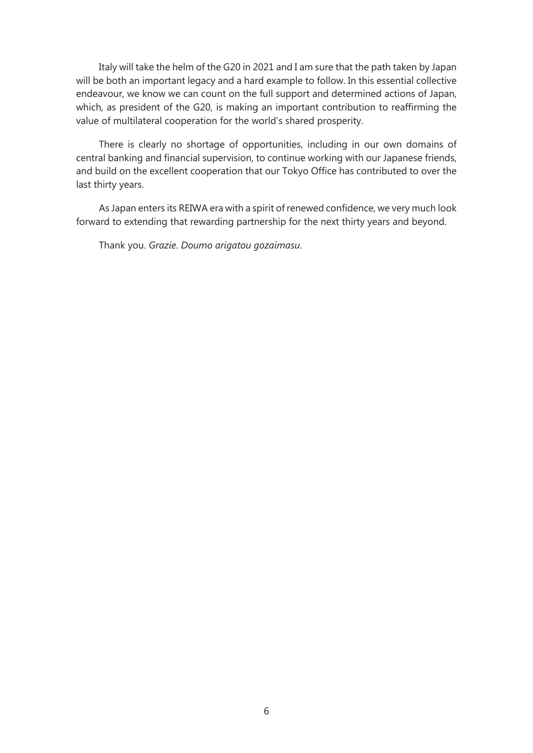Italy will take the helm of the G20 in 2021 and I am sure that the path taken by Japan will be both an important legacy and a hard example to follow. In this essential collective endeavour, we know we can count on the full support and determined actions of Japan, which, as president of the G20, is making an important contribution to reaffirming the value of multilateral cooperation for the world's shared prosperity.

There is clearly no shortage of opportunities, including in our own domains of central banking and financial supervision, to continue working with our Japanese friends, and build on the excellent cooperation that our Tokyo Office has contributed to over the last thirty years.

As Japan enters its REIWA era with a spirit of renewed confidence, we very much look forward to extending that rewarding partnership for the next thirty years and beyond.

Thank you. *Grazie*. *Doumo arigatou gozaimasu*.